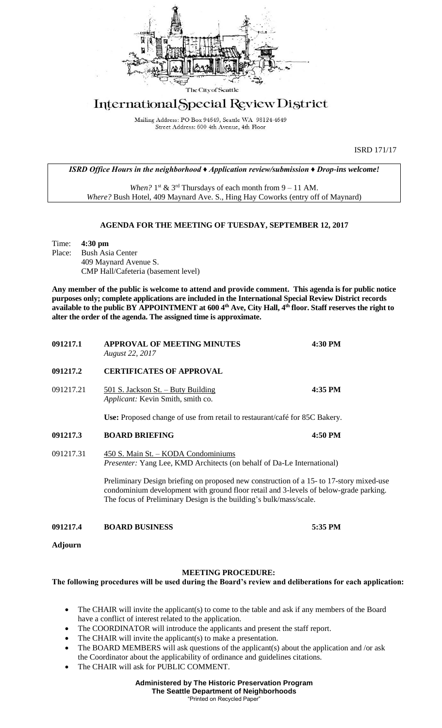The City of Seattle

# International Special Review District

Mailing Address: PO Box 94649, Seattle WA 98124-4649
Street Address: 600 4th Avenue, 4th Floor

ISRD 171/17

***ISRD Office Hours in the neighborhood ♦ Application review/submission ♦ Drop-ins welcome!***

*When?* 1st & 3rd Thursdays of each month from 9 – 11 AM.
*Where?* Bush Hotel, 409 Maynard Ave. S., Hing Hay Coworks (entry off of Maynard)

## AGENDA FOR THE MEETING OF TUESDAY, SEPTEMBER 12, 2017

Time: **4:30 pm**
Place: Bush Asia Center
409 Maynard Avenue S.
CMP Hall/Cafeteria (basement level)

**Any member of the public is welcome to attend and provide comment. This agenda is for public notice purposes only; complete applications are included in the International Special Review District records available to the public BY APPOINTMENT at 600 4th Ave, City Hall, 4th floor. Staff reserves the right to alter the order of the agenda. The assigned time is approximate.**

**091217.1 APPROVAL OF MEETING MINUTES** **4:30 PM**
*August 22, 2017*

**091217.2 CERTIFICATES OF APPROVAL**

091217.21 501 S. Jackson St. – Buty Building **4:35 PM**
*Applicant:* Kevin Smith, smith co.

**Use:** Proposed change of use from retail to restaurant/café for 85C Bakery.

**091217.3 BOARD BRIEFING** **4:50 PM**

091217.31 450 S. Main St. – KODA Condominiums
*Presenter:* Yang Lee, KMD Architects (on behalf of Da-Le International)

Preliminary Design briefing on proposed new construction of a 15- to 17-story mixed-use condominium development with ground floor retail and 3-levels of below-grade parking. The focus of Preliminary Design is the building's bulk/mass/scale.

**091217.4 BOARD BUSINESS** **5:35 PM**

**Adjourn**

## MEETING PROCEDURE:

**The following procedures will be used during the Board's review and deliberations for each application:**

- The CHAIR will invite the applicant(s) to come to the table and ask if any members of the Board have a conflict of interest related to the application.
- The COORDINATOR will introduce the applicants and present the staff report.
- The CHAIR will invite the applicant(s) to make a presentation.
- The BOARD MEMBERS will ask questions of the applicant(s) about the application and /or ask the Coordinator about the applicability of ordinance and guidelines citations.
- The CHAIR will ask for PUBLIC COMMENT.

**Administered by The Historic Preservation Program**
**The Seattle Department of Neighborhoods**
"Printed on Recycled Paper"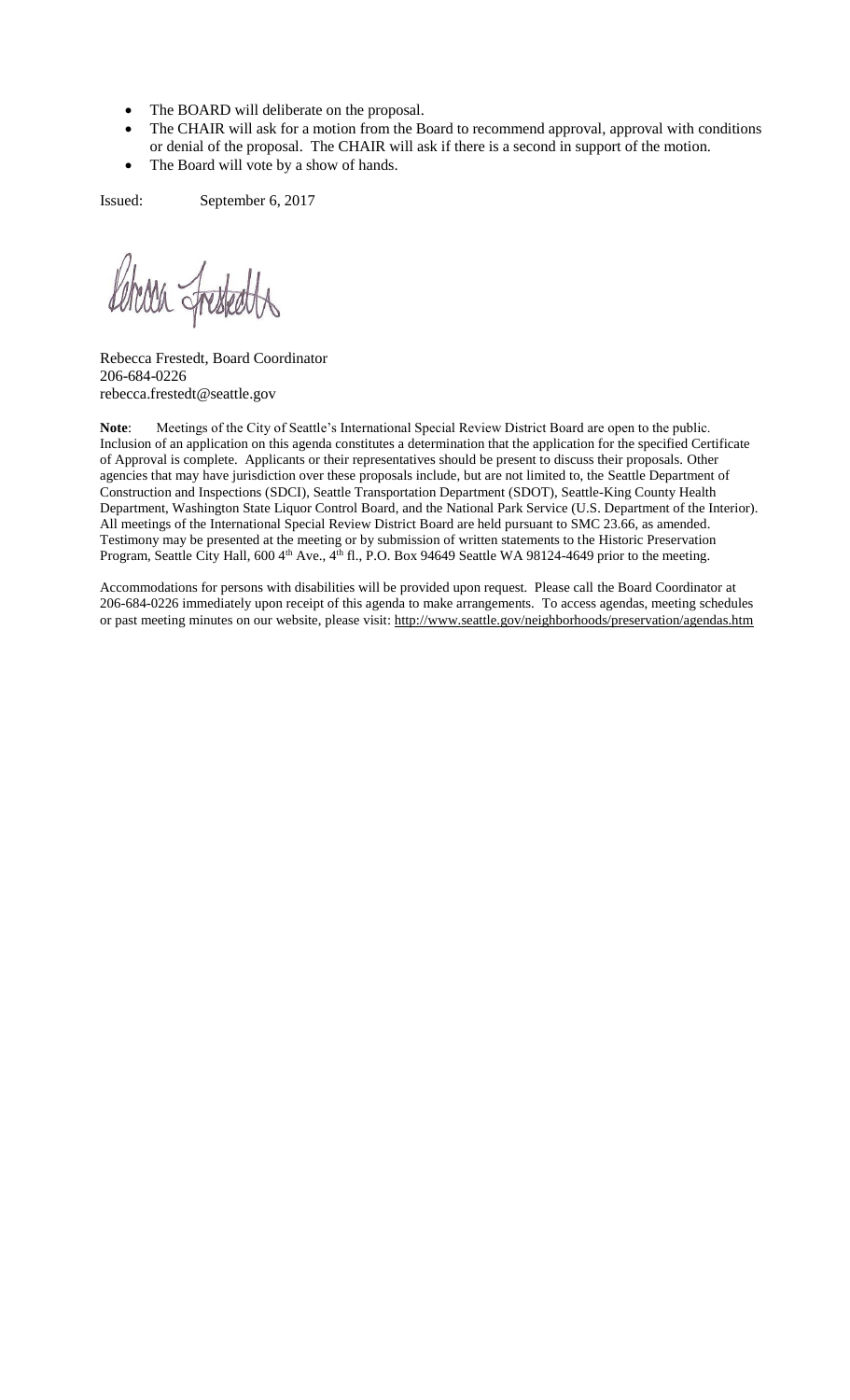- The BOARD will deliberate on the proposal.
- The CHAIR will ask for a motion from the Board to recommend approval, approval with conditions or denial of the proposal. The CHAIR will ask if there is a second in support of the motion.
- The Board will vote by a show of hands.

Issued: September 6, 2017

Rebecca Frestedt, Board Coordinator
206-684-0226
rebecca.frestedt@seattle.gov

**Note**: Meetings of the City of Seattle's International Special Review District Board are open to the public. Inclusion of an application on this agenda constitutes a determination that the application for the specified Certificate of Approval is complete. Applicants or their representatives should be present to discuss their proposals. Other agencies that may have jurisdiction over these proposals include, but are not limited to, the Seattle Department of Construction and Inspections (SDCI), Seattle Transportation Department (SDOT), Seattle-King County Health Department, Washington State Liquor Control Board, and the National Park Service (U.S. Department of the Interior). All meetings of the International Special Review District Board are held pursuant to SMC 23.66, as amended. Testimony may be presented at the meeting or by submission of written statements to the Historic Preservation Program, Seattle City Hall, 600 4th Ave., 4th fl., P.O. Box 94649 Seattle WA 98124-4649 prior to the meeting.

Accommodations for persons with disabilities will be provided upon request. Please call the Board Coordinator at 206-684-0226 immediately upon receipt of this agenda to make arrangements. To access agendas, meeting schedules or past meeting minutes on our website, please visit: http://www.seattle.gov/neighborhoods/preservation/agendas.htm